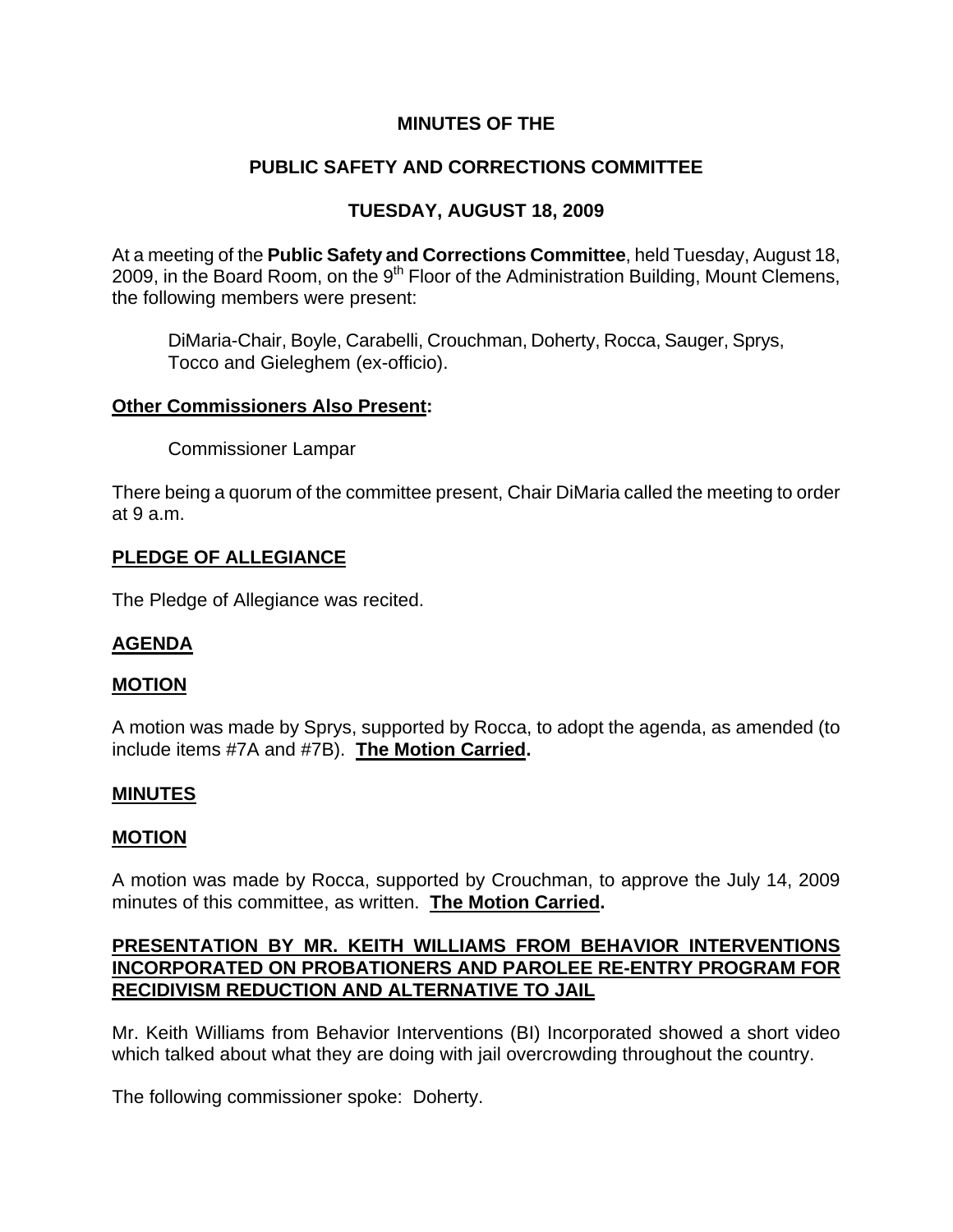# MINUTES OF THE

# PUBLIC SAFETY AND CORRECTIONS COMMITTEE

# TUESDAY, AUGUST 18, 2009

At a meeting of the **Public Safety and Corrections Committee**, held Tuesday, August 18, 2009, in the Board Room, on the 9th Floor of the Administration Building, Mount Clemens, the following members were present:

> DiMaria-Chair, Boyle, Carabelli, Crouchman, Doherty, Rocca, Sauger, Sprys, Tocco and Gieleghem (ex-officio).

**Other Commissioners Also Present:**

> Commissioner Lampar

There being a quorum of the committee present, Chair DiMaria called the meeting to order at 9 a.m.

**PLEDGE OF ALLEGIANCE**

The Pledge of Allegiance was recited.

**AGENDA**

**MOTION**

A motion was made by Sprys, supported by Rocca, to adopt the agenda, as amended (to include items #7A and #7B). **The Motion Carried.**

**MINUTES**

**MOTION**

A motion was made by Rocca, supported by Crouchman, to approve the July 14, 2009 minutes of this committee, as written. **The Motion Carried.**

**PRESENTATION BY MR. KEITH WILLIAMS FROM BEHAVIOR INTERVENTIONS INCORPORATED ON PROBATIONERS AND PAROLEE RE-ENTRY PROGRAM FOR RECIDIVISM REDUCTION AND ALTERNATIVE TO JAIL**

Mr. Keith Williams from Behavior Interventions (BI) Incorporated showed a short video which talked about what they are doing with jail overcrowding throughout the country.

The following commissioner spoke: Doherty.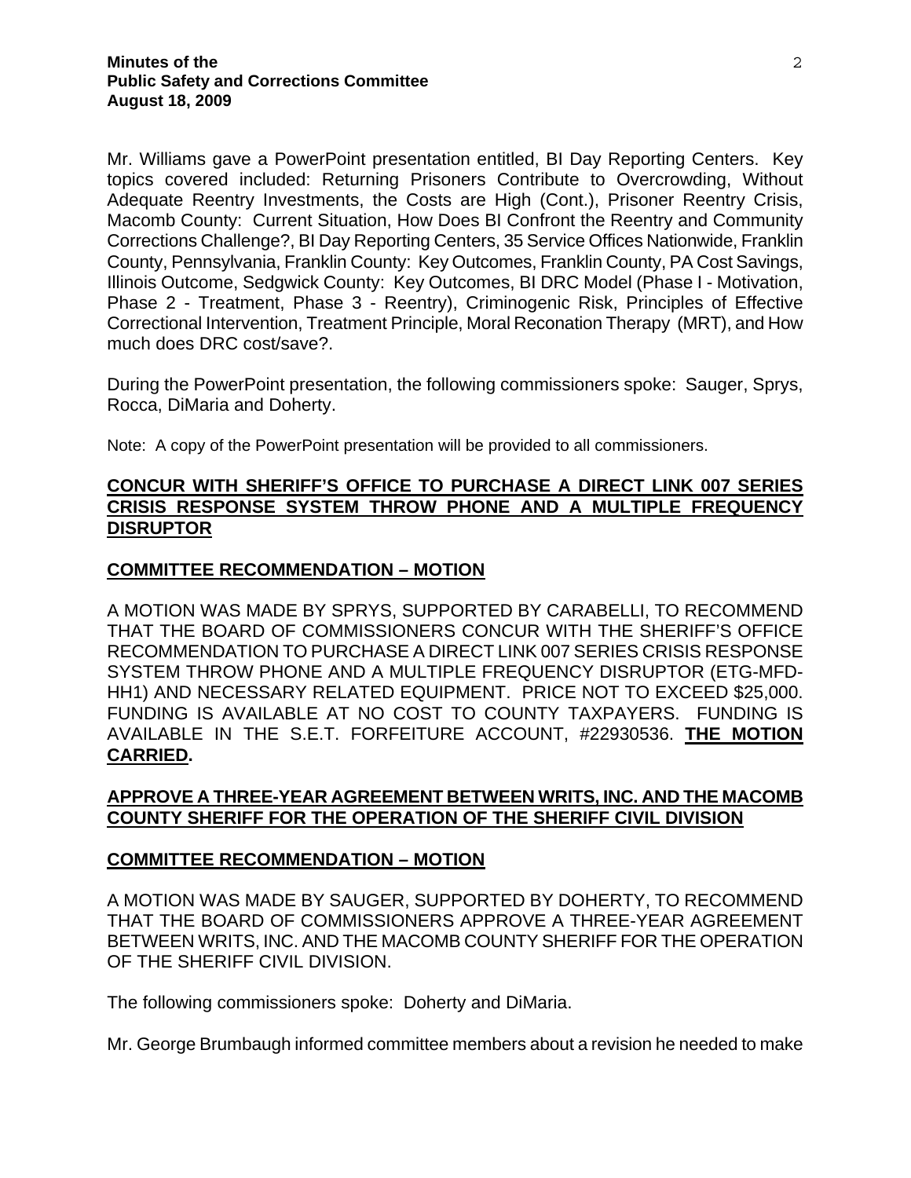Mr. Williams gave a PowerPoint presentation entitled, BI Day Reporting Centers. Key topics covered included: Returning Prisoners Contribute to Overcrowding, Without Adequate Reentry Investments, the Costs are High (Cont.), Prisoner Reentry Crisis, Macomb County: Current Situation, How Does BI Confront the Reentry and Community Corrections Challenge?, BI Day Reporting Centers, 35 Service Offices Nationwide, Franklin County, Pennsylvania, Franklin County: Key Outcomes, Franklin County, PA Cost Savings, Illinois Outcome, Sedgwick County: Key Outcomes, BI DRC Model (Phase I - Motivation, Phase 2 - Treatment, Phase 3 - Reentry), Criminogenic Risk, Principles of Effective Correctional Intervention, Treatment Principle, Moral Reconation Therapy (MRT), and How much does DRC cost/save?.

During the PowerPoint presentation, the following commissioners spoke: Sauger, Sprys, Rocca, DiMaria and Doherty.

Note: A copy of the PowerPoint presentation will be provided to all commissioners.

**CONCUR WITH SHERIFF'S OFFICE TO PURCHASE A DIRECT LINK 007 SERIES CRISIS RESPONSE SYSTEM THROW PHONE AND A MULTIPLE FREQUENCY DISRUPTOR**

**COMMITTEE RECOMMENDATION – MOTION**

A MOTION WAS MADE BY SPRYS, SUPPORTED BY CARABELLI, TO RECOMMEND THAT THE BOARD OF COMMISSIONERS CONCUR WITH THE SHERIFF'S OFFICE RECOMMENDATION TO PURCHASE A DIRECT LINK 007 SERIES CRISIS RESPONSE SYSTEM THROW PHONE AND A MULTIPLE FREQUENCY DISRUPTOR (ETG-MFD-HH1) AND NECESSARY RELATED EQUIPMENT. PRICE NOT TO EXCEED $25,000. FUNDING IS AVAILABLE AT NO COST TO COUNTY TAXPAYERS. FUNDING IS AVAILABLE IN THE S.E.T. FORFEITURE ACCOUNT, #22930536. **THE MOTION CARRIED.**

**APPROVE A THREE-YEAR AGREEMENT BETWEEN WRITS, INC. AND THE MACOMB COUNTY SHERIFF FOR THE OPERATION OF THE SHERIFF CIVIL DIVISION**

**COMMITTEE RECOMMENDATION – MOTION**

A MOTION WAS MADE BY SAUGER, SUPPORTED BY DOHERTY, TO RECOMMEND THAT THE BOARD OF COMMISSIONERS APPROVE A THREE-YEAR AGREEMENT BETWEEN WRITS, INC. AND THE MACOMB COUNTY SHERIFF FOR THE OPERATION OF THE SHERIFF CIVIL DIVISION.

The following commissioners spoke: Doherty and DiMaria.

Mr. George Brumbaugh informed committee members about a revision he needed to make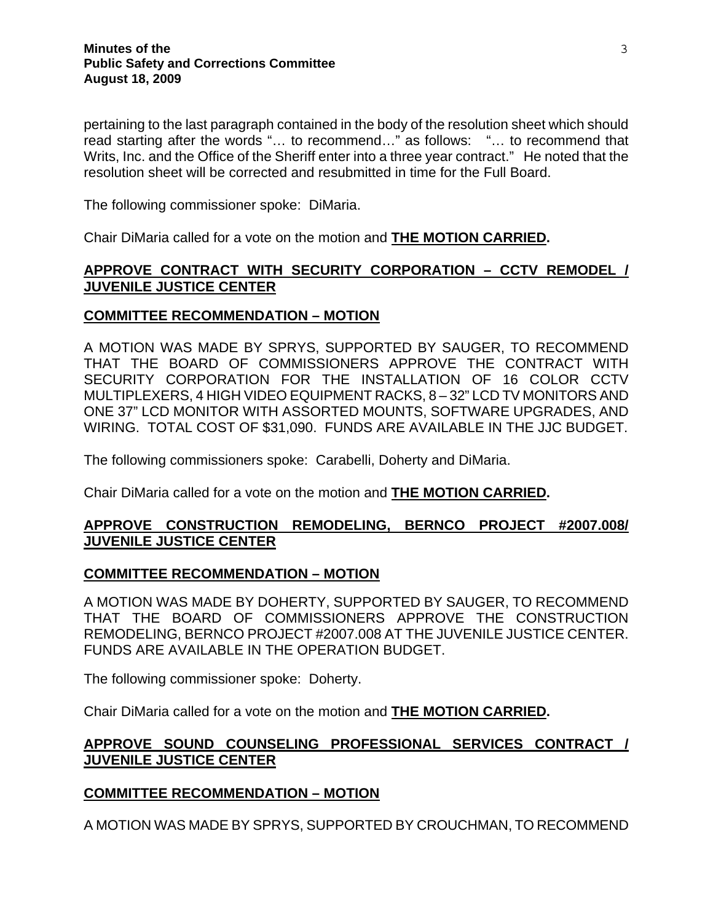pertaining to the last paragraph contained in the body of the resolution sheet which should read starting after the words "… to recommend…" as follows: "… to recommend that Writs, Inc. and the Office of the Sheriff enter into a three year contract." He noted that the resolution sheet will be corrected and resubmitted in time for the Full Board.

The following commissioner spoke: DiMaria.

Chair DiMaria called for a vote on the motion and **THE MOTION CARRIED.**

## APPROVE CONTRACT WITH SECURITY CORPORATION – CCTV REMODEL / JUVENILE JUSTICE CENTER

### COMMITTEE RECOMMENDATION – MOTION

A MOTION WAS MADE BY SPRYS, SUPPORTED BY SAUGER, TO RECOMMEND THAT THE BOARD OF COMMISSIONERS APPROVE THE CONTRACT WITH SECURITY CORPORATION FOR THE INSTALLATION OF 16 COLOR CCTV MULTIPLEXERS, 4 HIGH VIDEO EQUIPMENT RACKS, 8 – 32" LCD TV MONITORS AND ONE 37" LCD MONITOR WITH ASSORTED MOUNTS, SOFTWARE UPGRADES, AND WIRING. TOTAL COST OF $31,090. FUNDS ARE AVAILABLE IN THE JJC BUDGET.

The following commissioners spoke: Carabelli, Doherty and DiMaria.

Chair DiMaria called for a vote on the motion and **THE MOTION CARRIED.**

## APPROVE CONSTRUCTION REMODELING, BERNCO PROJECT #2007.008/ JUVENILE JUSTICE CENTER

### COMMITTEE RECOMMENDATION – MOTION

A MOTION WAS MADE BY DOHERTY, SUPPORTED BY SAUGER, TO RECOMMEND THAT THE BOARD OF COMMISSIONERS APPROVE THE CONSTRUCTION REMODELING, BERNCO PROJECT #2007.008 AT THE JUVENILE JUSTICE CENTER. FUNDS ARE AVAILABLE IN THE OPERATION BUDGET.

The following commissioner spoke: Doherty.

Chair DiMaria called for a vote on the motion and **THE MOTION CARRIED.**

## APPROVE SOUND COUNSELING PROFESSIONAL SERVICES CONTRACT / JUVENILE JUSTICE CENTER

### COMMITTEE RECOMMENDATION – MOTION

A MOTION WAS MADE BY SPRYS, SUPPORTED BY CROUCHMAN, TO RECOMMEND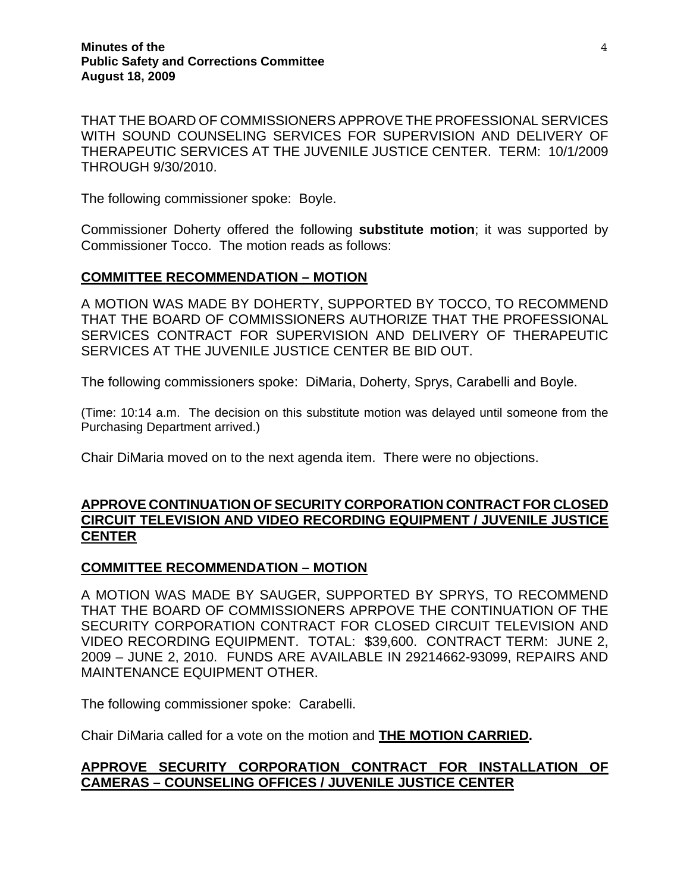THAT THE BOARD OF COMMISSIONERS APPROVE THE PROFESSIONAL SERVICES WITH SOUND COUNSELING SERVICES FOR SUPERVISION AND DELIVERY OF THERAPEUTIC SERVICES AT THE JUVENILE JUSTICE CENTER. TERM: 10/1/2009 THROUGH 9/30/2010.

The following commissioner spoke: Boyle.

Commissioner Doherty offered the following **substitute motion**; it was supported by Commissioner Tocco. The motion reads as follows:

**COMMITTEE RECOMMENDATION – MOTION**

A MOTION WAS MADE BY DOHERTY, SUPPORTED BY TOCCO, TO RECOMMEND THAT THE BOARD OF COMMISSIONERS AUTHORIZE THAT THE PROFESSIONAL SERVICES CONTRACT FOR SUPERVISION AND DELIVERY OF THERAPEUTIC SERVICES AT THE JUVENILE JUSTICE CENTER BE BID OUT.

The following commissioners spoke: DiMaria, Doherty, Sprys, Carabelli and Boyle.

(Time: 10:14 a.m. The decision on this substitute motion was delayed until someone from the Purchasing Department arrived.)

Chair DiMaria moved on to the next agenda item. There were no objections.

**APPROVE CONTINUATION OF SECURITY CORPORATION CONTRACT FOR CLOSED CIRCUIT TELEVISION AND VIDEO RECORDING EQUIPMENT / JUVENILE JUSTICE CENTER**

**COMMITTEE RECOMMENDATION – MOTION**

A MOTION WAS MADE BY SAUGER, SUPPORTED BY SPRYS, TO RECOMMEND THAT THE BOARD OF COMMISSIONERS APRPOVE THE CONTINUATION OF THE SECURITY CORPORATION CONTRACT FOR CLOSED CIRCUIT TELEVISION AND VIDEO RECORDING EQUIPMENT. TOTAL: $39,600. CONTRACT TERM: JUNE 2, 2009 – JUNE 2, 2010. FUNDS ARE AVAILABLE IN 29214662-93099, REPAIRS AND MAINTENANCE EQUIPMENT OTHER.

The following commissioner spoke: Carabelli.

Chair DiMaria called for a vote on the motion and **THE MOTION CARRIED.**

**APPROVE SECURITY CORPORATION CONTRACT FOR INSTALLATION OF CAMERAS – COUNSELING OFFICES / JUVENILE JUSTICE CENTER**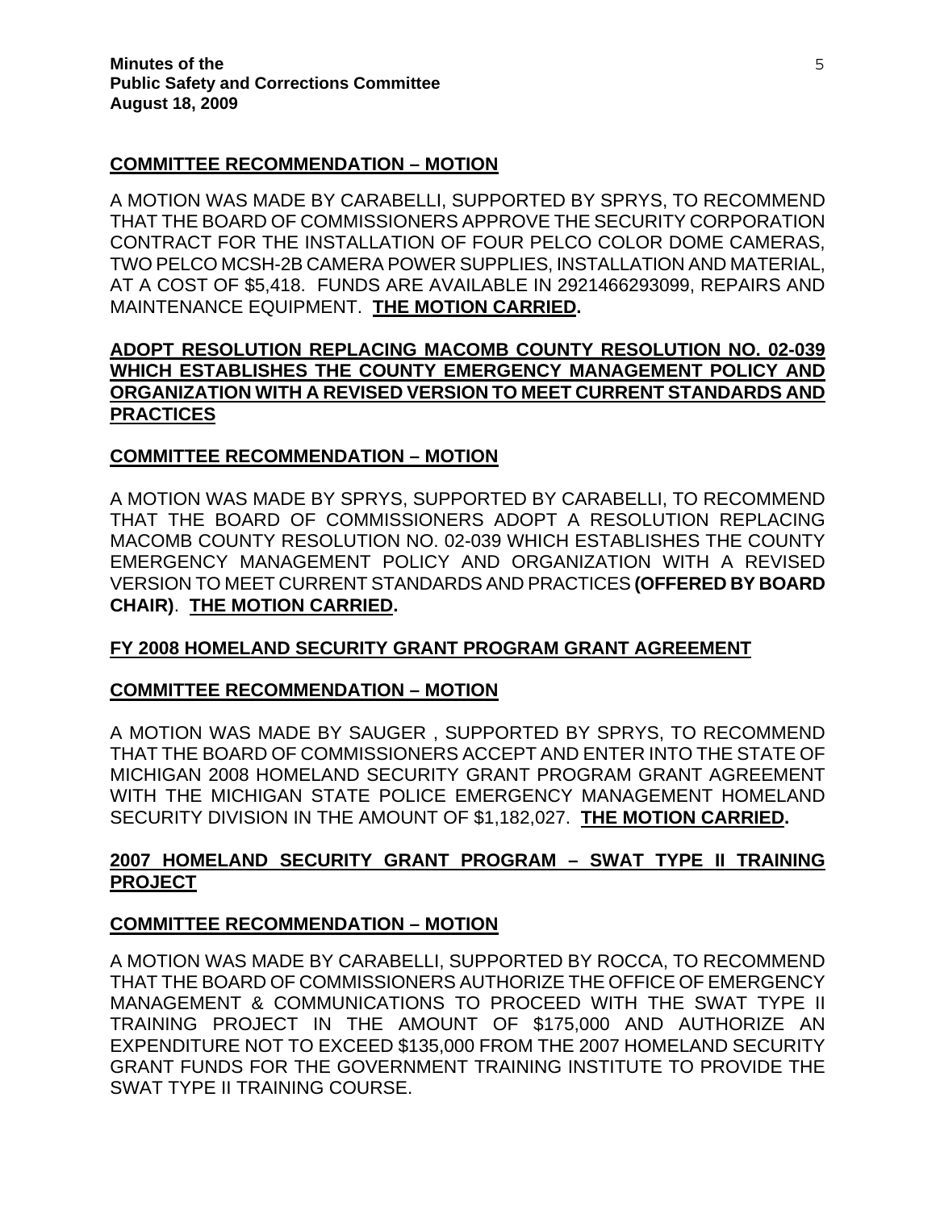**COMMITTEE RECOMMENDATION – MOTION**

A MOTION WAS MADE BY CARABELLI, SUPPORTED BY SPRYS, TO RECOMMEND THAT THE BOARD OF COMMISSIONERS APPROVE THE SECURITY CORPORATION CONTRACT FOR THE INSTALLATION OF FOUR PELCO COLOR DOME CAMERAS, TWO PELCO MCSH-2B CAMERA POWER SUPPLIES, INSTALLATION AND MATERIAL, AT A COST OF $5,418. FUNDS ARE AVAILABLE IN 2921466293099, REPAIRS AND MAINTENANCE EQUIPMENT. **THE MOTION CARRIED.**

**ADOPT RESOLUTION REPLACING MACOMB COUNTY RESOLUTION NO. 02-039 WHICH ESTABLISHES THE COUNTY EMERGENCY MANAGEMENT POLICY AND ORGANIZATION WITH A REVISED VERSION TO MEET CURRENT STANDARDS AND PRACTICES**

**COMMITTEE RECOMMENDATION – MOTION**

A MOTION WAS MADE BY SPRYS, SUPPORTED BY CARABELLI, TO RECOMMEND THAT THE BOARD OF COMMISSIONERS ADOPT A RESOLUTION REPLACING MACOMB COUNTY RESOLUTION NO. 02-039 WHICH ESTABLISHES THE COUNTY EMERGENCY MANAGEMENT POLICY AND ORGANIZATION WITH A REVISED VERSION TO MEET CURRENT STANDARDS AND PRACTICES **(OFFERED BY BOARD CHAIR)**. **THE MOTION CARRIED.**

**FY 2008 HOMELAND SECURITY GRANT PROGRAM GRANT AGREEMENT**

**COMMITTEE RECOMMENDATION – MOTION**

A MOTION WAS MADE BY SAUGER , SUPPORTED BY SPRYS, TO RECOMMEND THAT THE BOARD OF COMMISSIONERS ACCEPT AND ENTER INTO THE STATE OF MICHIGAN 2008 HOMELAND SECURITY GRANT PROGRAM GRANT AGREEMENT WITH THE MICHIGAN STATE POLICE EMERGENCY MANAGEMENT HOMELAND SECURITY DIVISION IN THE AMOUNT OF $1,182,027. **THE MOTION CARRIED.**

**2007 HOMELAND SECURITY GRANT PROGRAM – SWAT TYPE II TRAINING PROJECT**

**COMMITTEE RECOMMENDATION – MOTION**

A MOTION WAS MADE BY CARABELLI, SUPPORTED BY ROCCA, TO RECOMMEND THAT THE BOARD OF COMMISSIONERS AUTHORIZE THE OFFICE OF EMERGENCY MANAGEMENT & COMMUNICATIONS TO PROCEED WITH THE SWAT TYPE II TRAINING PROJECT IN THE AMOUNT OF $175,000 AND AUTHORIZE AN EXPENDITURE NOT TO EXCEED $135,000 FROM THE 2007 HOMELAND SECURITY GRANT FUNDS FOR THE GOVERNMENT TRAINING INSTITUTE TO PROVIDE THE SWAT TYPE II TRAINING COURSE.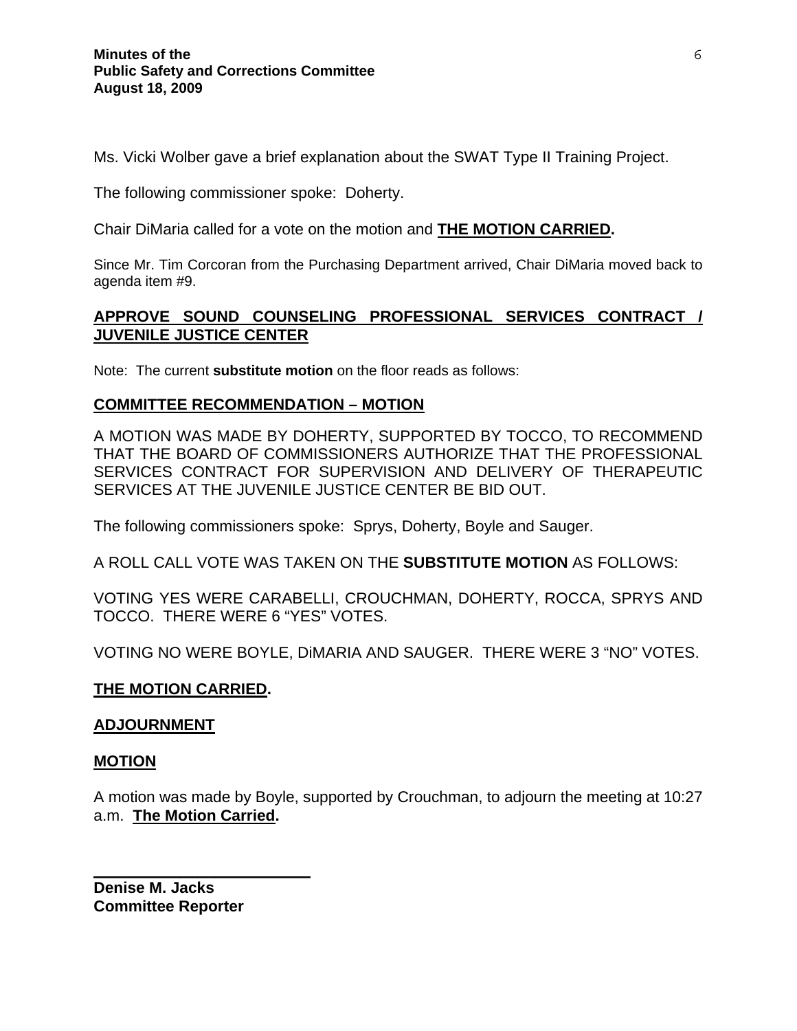Ms. Vicki Wolber gave a brief explanation about the SWAT Type II Training Project.

The following commissioner spoke: Doherty.

Chair DiMaria called for a vote on the motion and **THE MOTION CARRIED.**

Since Mr. Tim Corcoran from the Purchasing Department arrived, Chair DiMaria moved back to agenda item #9.

## APPROVE SOUND COUNSELING PROFESSIONAL SERVICES CONTRACT / JUVENILE JUSTICE CENTER

Note: The current **substitute motion** on the floor reads as follows:

### COMMITTEE RECOMMENDATION – MOTION

A MOTION WAS MADE BY DOHERTY, SUPPORTED BY TOCCO, TO RECOMMEND THAT THE BOARD OF COMMISSIONERS AUTHORIZE THAT THE PROFESSIONAL SERVICES CONTRACT FOR SUPERVISION AND DELIVERY OF THERAPEUTIC SERVICES AT THE JUVENILE JUSTICE CENTER BE BID OUT.

The following commissioners spoke: Sprys, Doherty, Boyle and Sauger.

A ROLL CALL VOTE WAS TAKEN ON THE **SUBSTITUTE MOTION** AS FOLLOWS:

VOTING YES WERE CARABELLI, CROUCHMAN, DOHERTY, ROCCA, SPRYS AND TOCCO. THERE WERE 6 "YES" VOTES.

VOTING NO WERE BOYLE, DiMARIA AND SAUGER. THERE WERE 3 "NO" VOTES.

**THE MOTION CARRIED.**

## ADJOURNMENT

### MOTION

A motion was made by Boyle, supported by Crouchman, to adjourn the meeting at 10:27 a.m. **The Motion Carried.**

\_\_\_\_\_\_\_\_\_\_\_\_\_\_\_\_\_\_\_\_\_\_\_\_\_\_

**Denise M. Jacks**
**Committee Reporter**